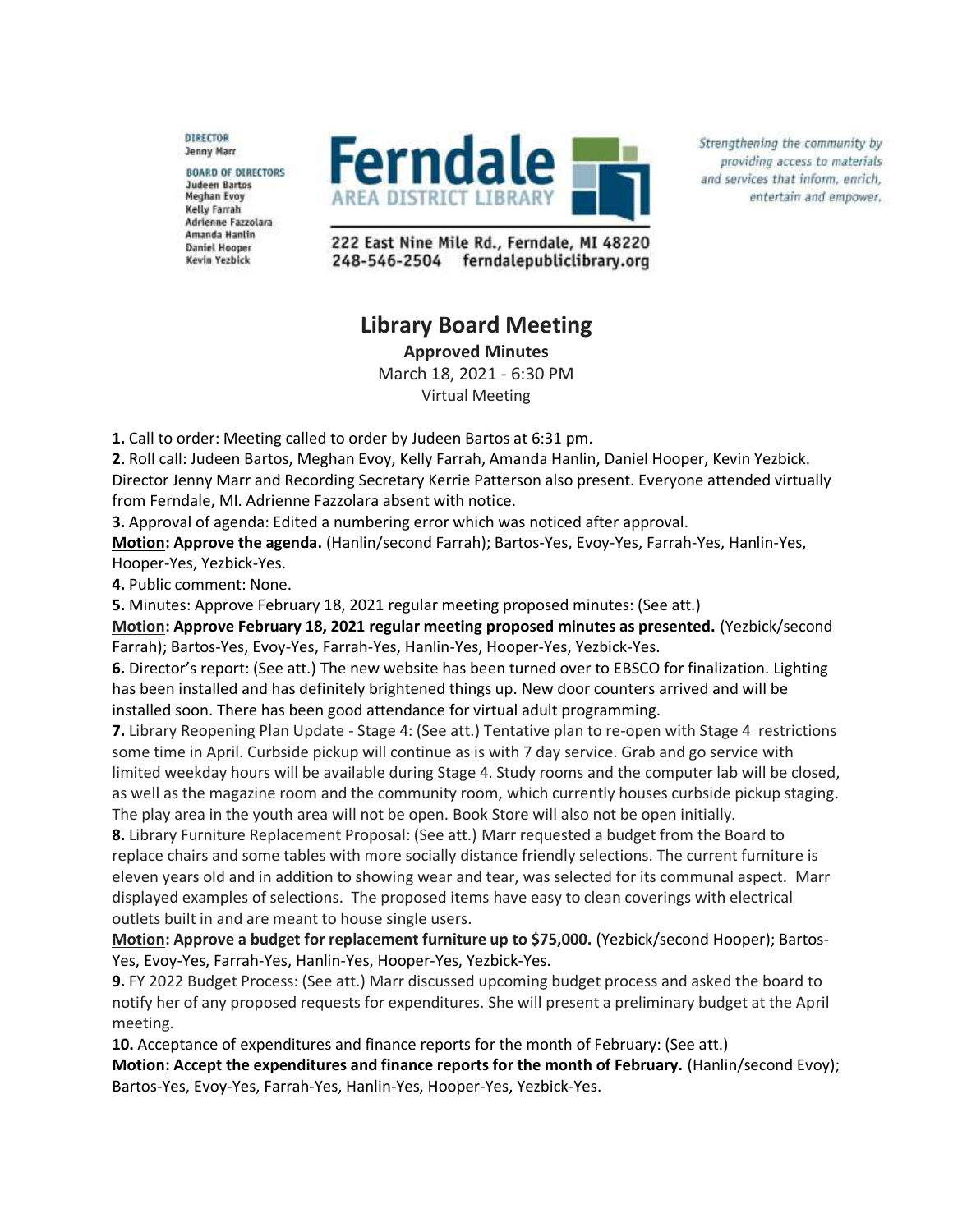DIRECTOR
Jenny Marr

BOARD OF DIRECTORS
Judeen Bartos
Meghan Evoy
Kelly Farrah
Adrienne Fazzolara
Amanda Hanlin
Daniel Hooper
Kevin Yezbick

**Ferndale**
AREA DISTRICT LIBRARY

222 East Nine Mile Rd., Ferndale, MI 48220
248-546-2504 ferndalepubliclibrary.org

*Strengthening the community by providing access to materials and services that inform, enrich, entertain and empower.*

# Library Board Meeting

**Approved Minutes**

March 18, 2021 - 6:30 PM

Virtual Meeting

**1.** Call to order: Meeting called to order by Judeen Bartos at 6:31 pm.

**2.** Roll call: Judeen Bartos, Meghan Evoy, Kelly Farrah, Amanda Hanlin, Daniel Hooper, Kevin Yezbick. Director Jenny Marr and Recording Secretary Kerrie Patterson also present. Everyone attended virtually from Ferndale, MI. Adrienne Fazzolara absent with notice.

**3.** Approval of agenda: Edited a numbering error which was noticed after approval.

**Motion: Approve the agenda.** (Hanlin/second Farrah); Bartos-Yes, Evoy-Yes, Farrah-Yes, Hanlin-Yes, Hooper-Yes, Yezbick-Yes.

**4.** Public comment: None.

**5.** Minutes: Approve February 18, 2021 regular meeting proposed minutes: (See att.)

**Motion: Approve February 18, 2021 regular meeting proposed minutes as presented.** (Yezbick/second Farrah); Bartos-Yes, Evoy-Yes, Farrah-Yes, Hanlin-Yes, Hooper-Yes, Yezbick-Yes.

**6.** Director's report: (See att.) The new website has been turned over to EBSCO for finalization. Lighting has been installed and has definitely brightened things up. New door counters arrived and will be installed soon. There has been good attendance for virtual adult programming.

**7.** Library Reopening Plan Update - Stage 4: (See att.) Tentative plan to re-open with Stage 4 restrictions some time in April. Curbside pickup will continue as is with 7 day service. Grab and go service with limited weekday hours will be available during Stage 4. Study rooms and the computer lab will be closed, as well as the magazine room and the community room, which currently houses curbside pickup staging. The play area in the youth area will not be open. Book Store will also not be open initially.

**8.** Library Furniture Replacement Proposal: (See att.) Marr requested a budget from the Board to replace chairs and some tables with more socially distance friendly selections. The current furniture is eleven years old and in addition to showing wear and tear, was selected for its communal aspect. Marr displayed examples of selections. The proposed items have easy to clean coverings with electrical outlets built in and are meant to house single users.

**Motion: Approve a budget for replacement furniture up to $75,000.** (Yezbick/second Hooper); Bartos-Yes, Evoy-Yes, Farrah-Yes, Hanlin-Yes, Hooper-Yes, Yezbick-Yes.

**9.** FY 2022 Budget Process: (See att.) Marr discussed upcoming budget process and asked the board to notify her of any proposed requests for expenditures. She will present a preliminary budget at the April meeting.

**10.** Acceptance of expenditures and finance reports for the month of February: (See att.)

**Motion: Accept the expenditures and finance reports for the month of February.** (Hanlin/second Evoy); Bartos-Yes, Evoy-Yes, Farrah-Yes, Hanlin-Yes, Hooper-Yes, Yezbick-Yes.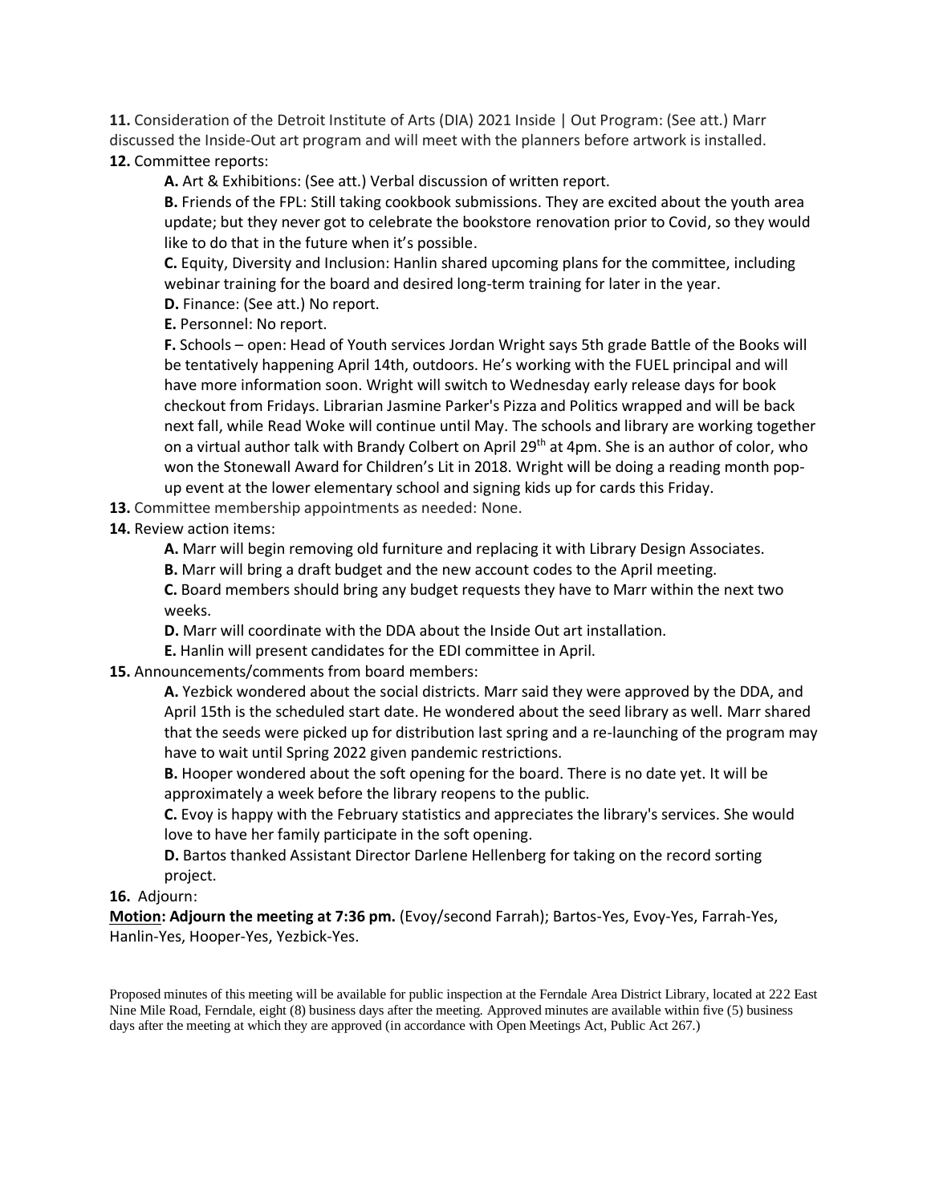**11.** Consideration of the Detroit Institute of Arts (DIA) 2021 Inside | Out Program: (See att.) Marr discussed the Inside-Out art program and will meet with the planners before artwork is installed.

**12.** Committee reports:

> **A.** Art & Exhibitions: (See att.) Verbal discussion of written report.
>
> **B.** Friends of the FPL: Still taking cookbook submissions. They are excited about the youth area update; but they never got to celebrate the bookstore renovation prior to Covid, so they would like to do that in the future when it's possible.
>
> **C.** Equity, Diversity and Inclusion: Hanlin shared upcoming plans for the committee, including webinar training for the board and desired long-term training for later in the year.
>
> **D.** Finance: (See att.) No report.
>
> **E.** Personnel: No report.
>
> **F.** Schools – open: Head of Youth services Jordan Wright says 5th grade Battle of the Books will be tentatively happening April 14th, outdoors. He's working with the FUEL principal and will have more information soon. Wright will switch to Wednesday early release days for book checkout from Fridays. Librarian Jasmine Parker's Pizza and Politics wrapped and will be back next fall, while Read Woke will continue until May. The schools and library are working together on a virtual author talk with Brandy Colbert on April 29th at 4pm. She is an author of color, who won the Stonewall Award for Children's Lit in 2018. Wright will be doing a reading month pop-up event at the lower elementary school and signing kids up for cards this Friday.

**13.** Committee membership appointments as needed: None.

**14.** Review action items:

> **A.** Marr will begin removing old furniture and replacing it with Library Design Associates.
>
> **B.** Marr will bring a draft budget and the new account codes to the April meeting.
>
> **C.** Board members should bring any budget requests they have to Marr within the next two weeks.
>
> **D.** Marr will coordinate with the DDA about the Inside Out art installation.
>
> **E.** Hanlin will present candidates for the EDI committee in April.

**15.** Announcements/comments from board members:

> **A.** Yezbick wondered about the social districts. Marr said they were approved by the DDA, and April 15th is the scheduled start date. He wondered about the seed library as well. Marr shared that the seeds were picked up for distribution last spring and a re-launching of the program may have to wait until Spring 2022 given pandemic restrictions.
>
> **B.** Hooper wondered about the soft opening for the board. There is no date yet. It will be approximately a week before the library reopens to the public.
>
> **C.** Evoy is happy with the February statistics and appreciates the library's services. She would love to have her family participate in the soft opening.
>
> **D.** Bartos thanked Assistant Director Darlene Hellenberg for taking on the record sorting project.

**16.** Adjourn:

**Motion: Adjourn the meeting at 7:36 pm.** (Evoy/second Farrah); Bartos-Yes, Evoy-Yes, Farrah-Yes, Hanlin-Yes, Hooper-Yes, Yezbick-Yes.

Proposed minutes of this meeting will be available for public inspection at the Ferndale Area District Library, located at 222 East Nine Mile Road, Ferndale, eight (8) business days after the meeting. Approved minutes are available within five (5) business days after the meeting at which they are approved (in accordance with Open Meetings Act, Public Act 267.)